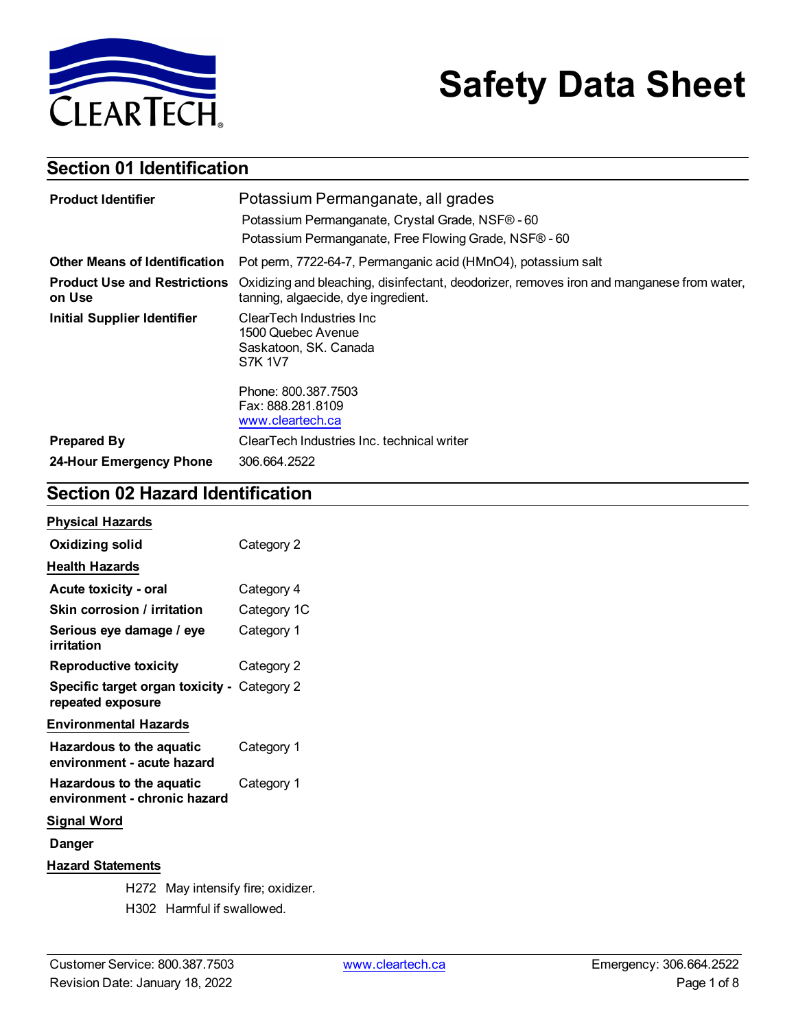# Safety Data Sheet

## Section 01 Identification

| | |
|---|---|
| **Product Identifier** | Potassium Permanganate, all grades<br>Potassium Permanganate, Crystal Grade, NSF® - 60<br>Potassium Permanganate, Free Flowing Grade, NSF® - 60 |
| **Other Means of Identification** | Pot perm, 7722-64-7, Permanganic acid ($HMnO_4$), potassium salt |
| **Product Use and Restrictions on Use** | Oxidizing and bleaching, disinfectant, deodorizer, removes iron and manganese from water, tanning, algaecide, dye ingredient. |
| **Initial Supplier Identifier** | ClearTech Industries Inc<br>1500 Quebec Avenue<br>Saskatoon, SK. Canada<br>S7K 1V7<br><br>Phone: 800.387.7503<br>Fax: 888.281.8109<br>www.cleartech.ca |
| **Prepared By** | ClearTech Industries Inc. technical writer |
| **24-Hour Emergency Phone** | 306.664.2522 |

## Section 02 Hazard Identification

**Physical Hazards**

| | |
|---|---|
| **Oxidizing solid** | Category 2 |

**Health Hazards**

| | |
|---|---|
| **Acute toxicity - oral** | Category 4 |
| **Skin corrosion / irritation** | Category 1C |
| **Serious eye damage / eye irritation** | Category 1 |
| **Reproductive toxicity** | Category 2 |
| **Specific target organ toxicity - repeated exposure** | Category 2 |

**Environmental Hazards**

| | |
|---|---|
| **Hazardous to the aquatic environment - acute hazard** | Category 1 |
| **Hazardous to the aquatic environment - chronic hazard** | Category 1 |

**Signal Word**

**Danger**

**Hazard Statements**

H272 May intensify fire; oxidizer.

H302 Harmful if swallowed.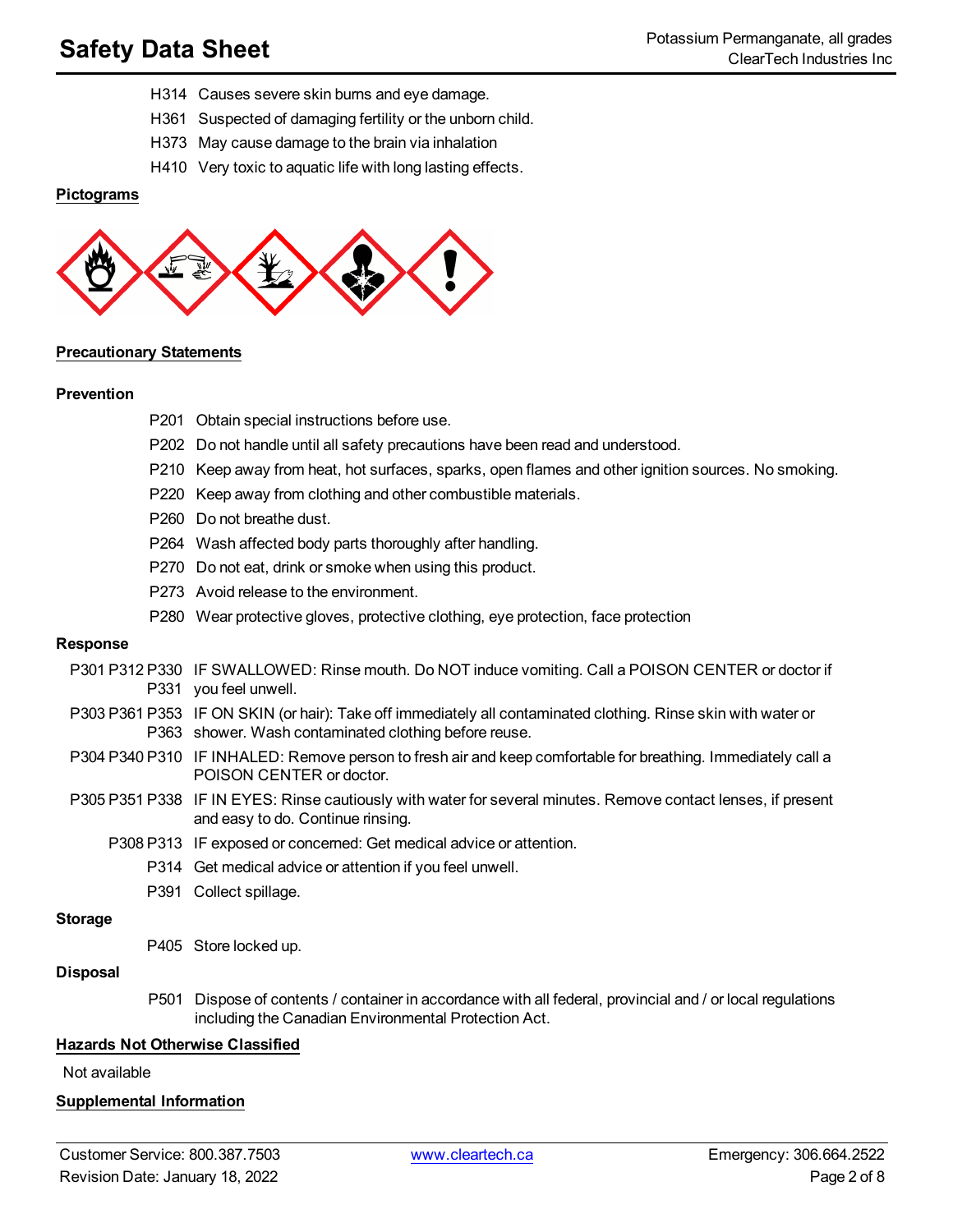H314 Causes severe skin burns and eye damage.

H361 Suspected of damaging fertility or the unborn child.

H373 May cause damage to the brain via inhalation

H410 Very toxic to aquatic life with long lasting effects.

**Pictograms**

**Precautionary Statements**

**Prevention**

P201 Obtain special instructions before use.

P202 Do not handle until all safety precautions have been read and understood.

P210 Keep away from heat, hot surfaces, sparks, open flames and other ignition sources. No smoking.

P220 Keep away from clothing and other combustible materials.

P260 Do not breathe dust.

P264 Wash affected body parts thoroughly after handling.

P270 Do not eat, drink or smoke when using this product.

P273 Avoid release to the environment.

P280 Wear protective gloves, protective clothing, eye protection, face protection

**Response**

P301 P312 P330 P331 IF SWALLOWED: Rinse mouth. Do NOT induce vomiting. Call a POISON CENTER or doctor if you feel unwell.

P303 P361 P353 P363 IF ON SKIN (or hair): Take off immediately all contaminated clothing. Rinse skin with water or shower. Wash contaminated clothing before reuse.

P304 P340 P310 IF INHALED: Remove person to fresh air and keep comfortable for breathing. Immediately call a POISON CENTER or doctor.

P305 P351 P338 IF IN EYES: Rinse cautiously with water for several minutes. Remove contact lenses, if present and easy to do. Continue rinsing.

P308 P313 IF exposed or concerned: Get medical advice or attention.

P314 Get medical advice or attention if you feel unwell.

P391 Collect spillage.

**Storage**

P405 Store locked up.

**Disposal**

P501 Dispose of contents / container in accordance with all federal, provincial and / or local regulations including the Canadian Environmental Protection Act.

**Hazards Not Otherwise Classified**

Not available

**Supplemental Information**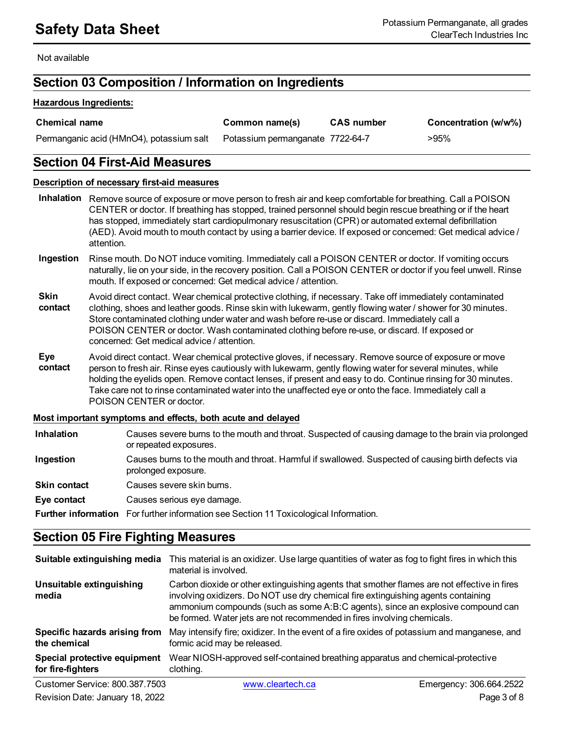Not available

## Section 03 Composition / Information on Ingredients

**Hazardous Ingredients:**

| Chemical name | Common name(s) | CAS number | Concentration (w/w%) |
|---|---|---|---|
| Permanganic acid ($HMnO_4$), potassium salt | Potassium permanganate | 7722-64-7 | >95% |

## Section 04 First-Aid Measures

**Description of necessary first-aid measures**

**Inhalation** Remove source of exposure or move person to fresh air and keep comfortable for breathing. Call a POISON CENTER or doctor. If breathing has stopped, trained personnel should begin rescue breathing or if the heart has stopped, immediately start cardiopulmonary resuscitation (CPR) or automated external defibrillation (AED). Avoid mouth to mouth contact by using a barrier device. If exposed or concerned: Get medical advice / attention.

**Ingestion** Rinse mouth. Do NOT induce vomiting. Immediately call a POISON CENTER or doctor. If vomiting occurs naturally, lie on your side, in the recovery position. Call a POISON CENTER or doctor if you feel unwell. Rinse mouth. If exposed or concerned: Get medical advice / attention.

**Skin contact** Avoid direct contact. Wear chemical protective clothing, if necessary. Take off immediately contaminated clothing, shoes and leather goods. Rinse skin with lukewarm, gently flowing water / shower for 30 minutes. Store contaminated clothing under water and wash before re-use or discard. Immediately call a POISON CENTER or doctor. Wash contaminated clothing before re-use, or discard. If exposed or concerned: Get medical advice / attention.

**Eye contact** Avoid direct contact. Wear chemical protective gloves, if necessary. Remove source of exposure or move person to fresh air. Rinse eyes cautiously with lukewarm, gently flowing water for several minutes, while holding the eyelids open. Remove contact lenses, if present and easy to do. Continue rinsing for 30 minutes. Take care not to rinse contaminated water into the unaffected eye or onto the face. Immediately call a POISON CENTER or doctor.

**Most important symptoms and effects, both acute and delayed**

| | |
|---|---|
| **Inhalation** | Causes severe burns to the mouth and throat. Suspected of causing damage to the brain via prolonged or repeated exposures. |
| **Ingestion** | Causes burns to the mouth and throat. Harmful if swallowed. Suspected of causing birth defects via prolonged exposure. |
| **Skin contact** | Causes severe skin burns. |
| **Eye contact** | Causes serious eye damage. |
| **Further information** | For further information see Section 11 Toxicological Information. |

## Section 05 Fire Fighting Measures

| | |
|---|---|
| **Suitable extinguishing media** | This material is an oxidizer. Use large quantities of water as fog to fight fires in which this material is involved. |
| **Unsuitable extinguishing media** | Carbon dioxide or other extinguishing agents that smother flames are not effective in fires involving oxidizers. Do NOT use dry chemical fire extinguishing agents containing ammonium compounds (such as some A:B:C agents), since an explosive compound can be formed. Water jets are not recommended in fires involving chemicals. |
| **Specific hazards arising from the chemical** | May intensify fire; oxidizer. In the event of a fire oxides of potassium and manganese, and formic acid may be released. |
| **Special protective equipment for fire-fighters** | Wear NIOSH-approved self-contained breathing apparatus and chemical-protective clothing. |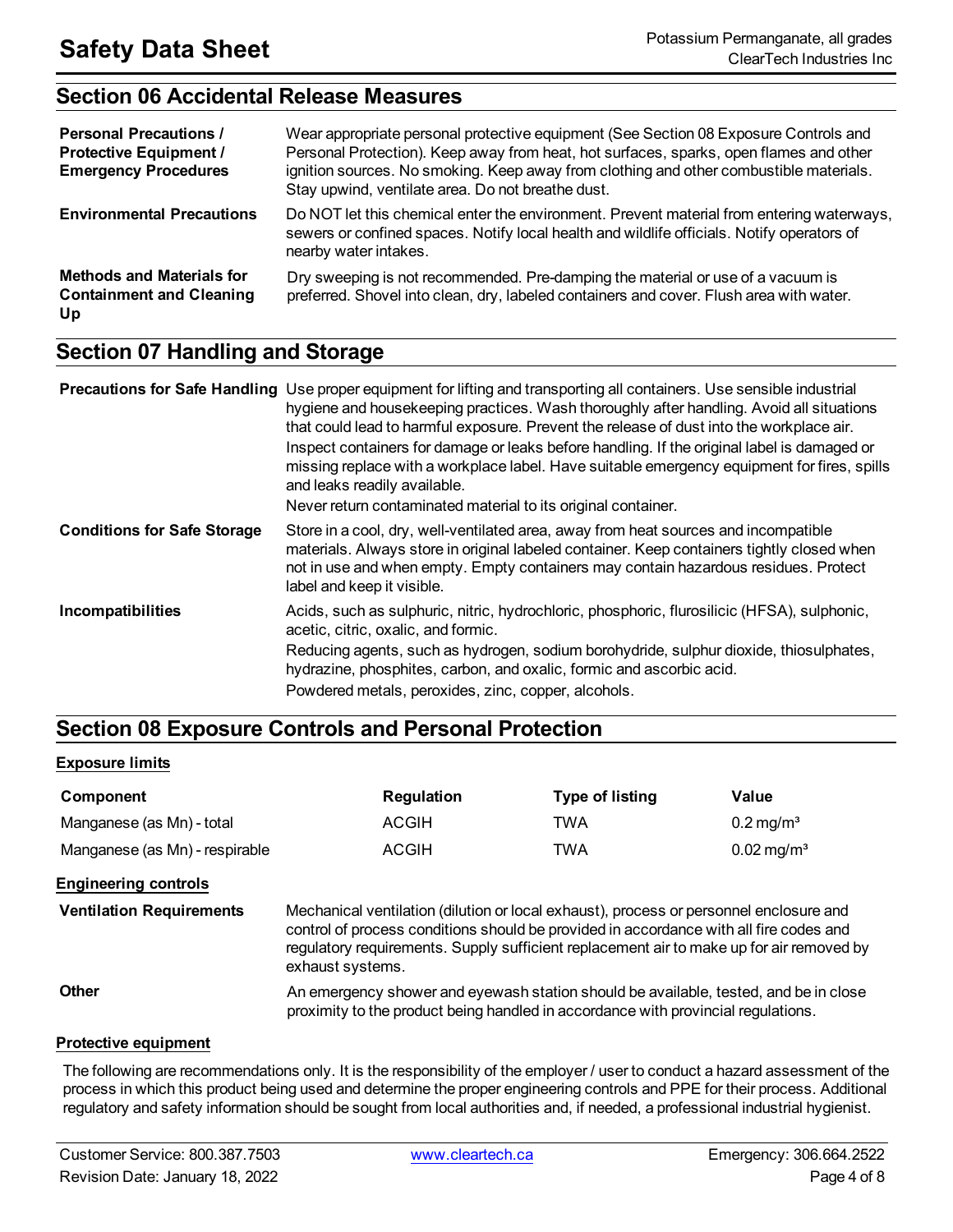## Section 06 Accidental Release Measures

| | |
|---|---|
| **Personal Precautions / Protective Equipment / Emergency Procedures** | Wear appropriate personal protective equipment (See Section 08 Exposure Controls and Personal Protection). Keep away from heat, hot surfaces, sparks, open flames and other ignition sources. No smoking. Keep away from clothing and other combustible materials. Stay upwind, ventilate area. Do not breathe dust. |
| **Environmental Precautions** | Do NOT let this chemical enter the environment. Prevent material from entering waterways, sewers or confined spaces. Notify local health and wildlife officials. Notify operators of nearby water intakes. |
| **Methods and Materials for Containment and Cleaning Up** | Dry sweeping is not recommended. Pre-damping the material or use of a vacuum is preferred. Shovel into clean, dry, labeled containers and cover. Flush area with water. |

## Section 07 Handling and Storage

| | |
|---|---|
| **Precautions for Safe Handling** | Use proper equipment for lifting and transporting all containers. Use sensible industrial hygiene and housekeeping practices. Wash thoroughly after handling. Avoid all situations that could lead to harmful exposure. Prevent the release of dust into the workplace air. Inspect containers for damage or leaks before handling. If the original label is damaged or missing replace with a workplace label. Have suitable emergency equipment for fires, spills and leaks readily available. Never return contaminated material to its original container. |
| **Conditions for Safe Storage** | Store in a cool, dry, well-ventilated area, away from heat sources and incompatible materials. Always store in original labeled container. Keep containers tightly closed when not in use and when empty. Empty containers may contain hazardous residues. Protect label and keep it visible. |
| **Incompatibilities** | Acids, such as sulphuric, nitric, hydrochloric, phosphoric, flurosilicic (HFSA), sulphonic, acetic, citric, oxalic, and formic. Reducing agents, such as hydrogen, sodium borohydride, sulphur dioxide, thiosulphates, hydrazine, phosphites, carbon, and oxalic, formic and ascorbic acid. Powdered metals, peroxides, zinc, copper, alcohols. |

## Section 08 Exposure Controls and Personal Protection

### Exposure limits

| Component | Regulation | Type of listing | Value |
|---|---|---|---|
| Manganese (as Mn) - total | ACGIH | TWA | 0.2 mg/m³ |
| Manganese (as Mn) - respirable | ACGIH | TWA | 0.02 mg/m³ |

### Engineering controls

| | |
|---|---|
| **Ventilation Requirements** | Mechanical ventilation (dilution or local exhaust), process or personnel enclosure and control of process conditions should be provided in accordance with all fire codes and regulatory requirements. Supply sufficient replacement air to make up for air removed by exhaust systems. |
| **Other** | An emergency shower and eyewash station should be available, tested, and be in close proximity to the product being handled in accordance with provincial regulations. |

### Protective equipment

The following are recommendations only. It is the responsibility of the employer / user to conduct a hazard assessment of the process in which this product being used and determine the proper engineering controls and PPE for their process. Additional regulatory and safety information should be sought from local authorities and, if needed, a professional industrial hygienist.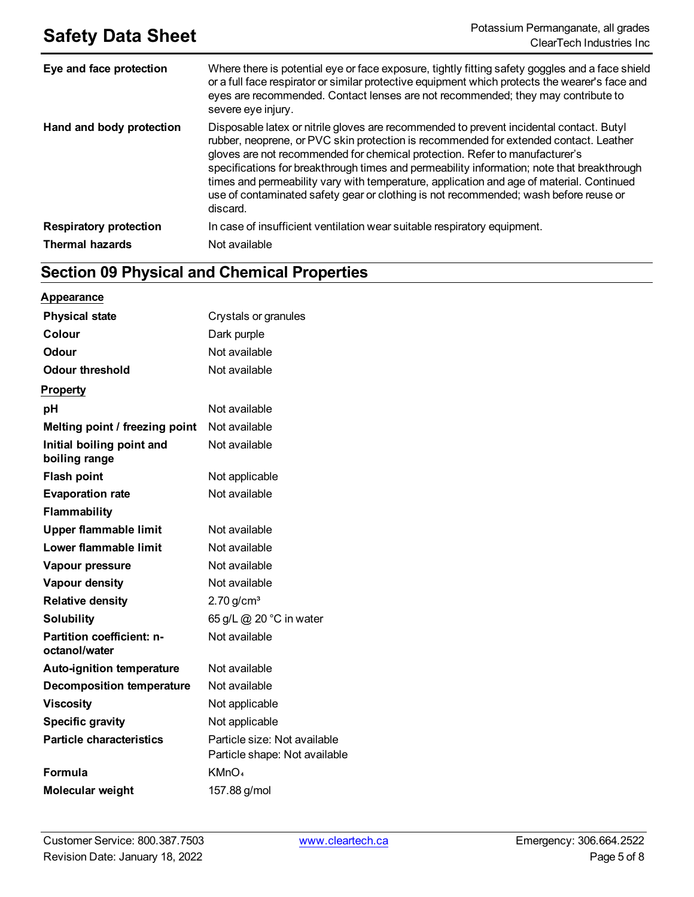| | |
|---|---|
| **Eye and face protection** | Where there is potential eye or face exposure, tightly fitting safety goggles and a face shield or a full face respirator or similar protective equipment which protects the wearer's face and eyes are recommended. Contact lenses are not recommended; they may contribute to severe eye injury. |
| **Hand and body protection** | Disposable latex or nitrile gloves are recommended to prevent incidental contact. Butyl rubber, neoprene, or PVC skin protection is recommended for extended contact. Leather gloves are not recommended for chemical protection. Refer to manufacturer's specifications for breakthrough times and permeability information; note that breakthrough times and permeability vary with temperature, application and age of material. Continued use of contaminated safety gear or clothing is not recommended; wash before reuse or discard. |
| **Respiratory protection** | In case of insufficient ventilation wear suitable respiratory equipment. |
| **Thermal hazards** | Not available |

## Section 09 Physical and Chemical Properties

**Appearance**

| | |
|---|---|
| **Physical state** | Crystals or granules |
| **Colour** | Dark purple |
| **Odour** | Not available |
| **Odour threshold** | Not available |

**Property**

| | |
|---|---|
| **pH** | Not available |
| **Melting point / freezing point** | Not available |
| **Initial boiling point and boiling range** | Not available |
| **Flash point** | Not applicable |
| **Evaporation rate** | Not available |
| **Flammability** | |
| **Upper flammable limit** | Not available |
| **Lower flammable limit** | Not available |
| **Vapour pressure** | Not available |
| **Vapour density** | Not available |
| **Relative density** | 2.70 g/cm³ |
| **Solubility** | 65 g/L @ 20 °C in water |
| **Partition coefficient: n-octanol/water** | Not available |
| **Auto-ignition temperature** | Not available |
| **Decomposition temperature** | Not available |
| **Viscosity** | Not applicable |
| **Specific gravity** | Not applicable |
| **Particle characteristics** | Particle size: Not available<br>Particle shape: Not available |
| **Formula** | $KMnO_4$ |
| **Molecular weight** | 157.88 g/mol |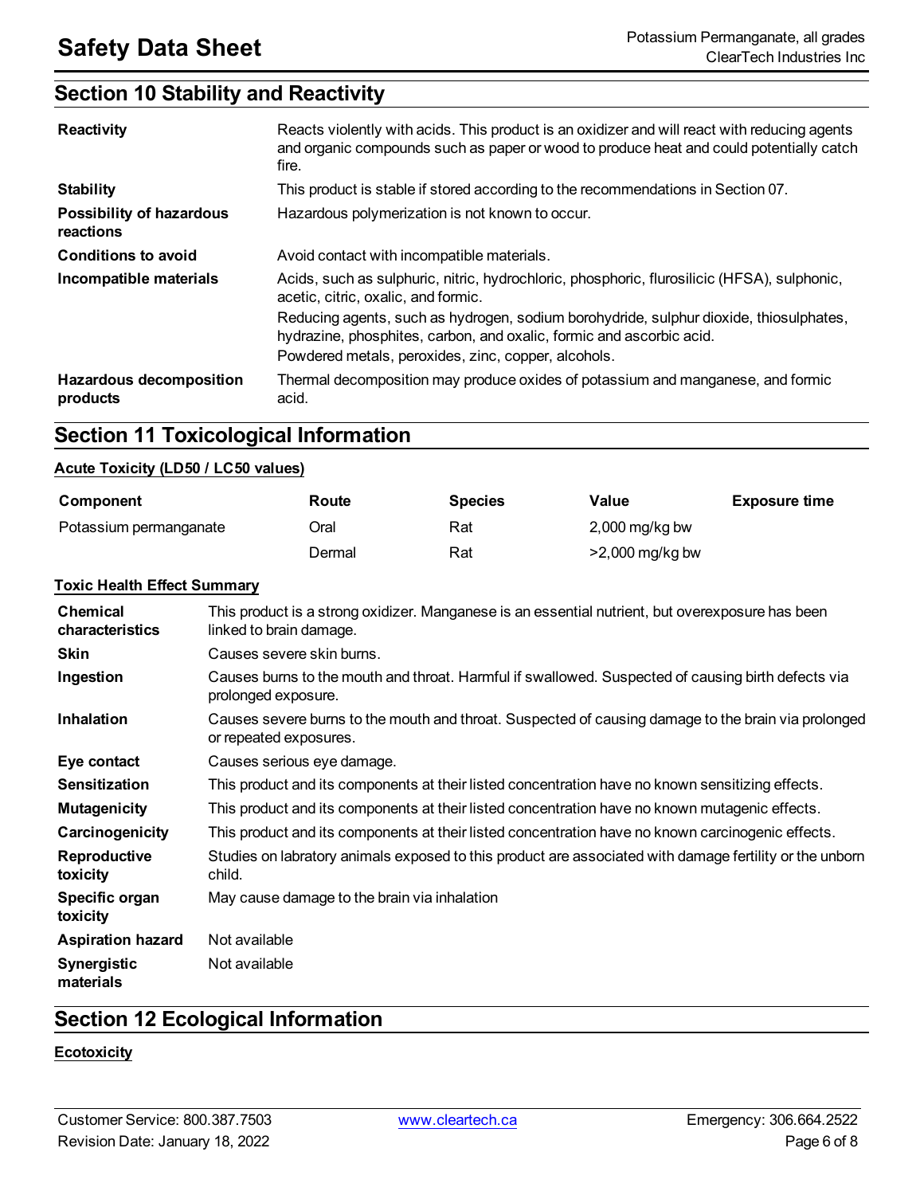## Section 10 Stability and Reactivity

| | |
|---|---|
| **Reactivity** | Reacts violently with acids. This product is an oxidizer and will react with reducing agents and organic compounds such as paper or wood to produce heat and could potentially catch fire. |
| **Stability** | This product is stable if stored according to the recommendations in Section 07. |
| **Possibility of hazardous reactions** | Hazardous polymerization is not known to occur. |
| **Conditions to avoid** | Avoid contact with incompatible materials. |
| **Incompatible materials** | Acids, such as sulphuric, nitric, hydrochloric, phosphoric, flurosilicic (HFSA), sulphonic, acetic, citric, oxalic, and formic.<br>Reducing agents, such as hydrogen, sodium borohydride, sulphur dioxide, thiosulphates, hydrazine, phosphites, carbon, and oxalic, formic and ascorbic acid.<br>Powdered metals, peroxides, zinc, copper, alcohols. |
| **Hazardous decomposition products** | Thermal decomposition may produce oxides of potassium and manganese, and formic acid. |

## Section 11 Toxicological Information

**Acute Toxicity (LD50 / LC50 values)**

| Component | Route | Species | Value | Exposure time |
|---|---|---|---|---|
| Potassium permanganate | Oral | Rat | 2,000 mg/kg bw | |
| | Dermal | Rat | >2,000 mg/kg bw | |

**Toxic Health Effect Summary**

| | |
|---|---|
| **Chemical characteristics** | This product is a strong oxidizer. Manganese is an essential nutrient, but overexposure has been linked to brain damage. |
| **Skin** | Causes severe skin burns. |
| **Ingestion** | Causes burns to the mouth and throat. Harmful if swallowed. Suspected of causing birth defects via prolonged exposure. |
| **Inhalation** | Causes severe burns to the mouth and throat. Suspected of causing damage to the brain via prolonged or repeated exposures. |
| **Eye contact** | Causes serious eye damage. |
| **Sensitization** | This product and its components at their listed concentration have no known sensitizing effects. |
| **Mutagenicity** | This product and its components at their listed concentration have no known mutagenic effects. |
| **Carcinogenicity** | This product and its components at their listed concentration have no known carcinogenic effects. |
| **Reproductive toxicity** | Studies on labratory animals exposed to this product are associated with damage fertility or the unborn child. |
| **Specific organ toxicity** | May cause damage to the brain via inhalation |
| **Aspiration hazard** | Not available |
| **Synergistic materials** | Not available |

## Section 12 Ecological Information

**Ecotoxicity**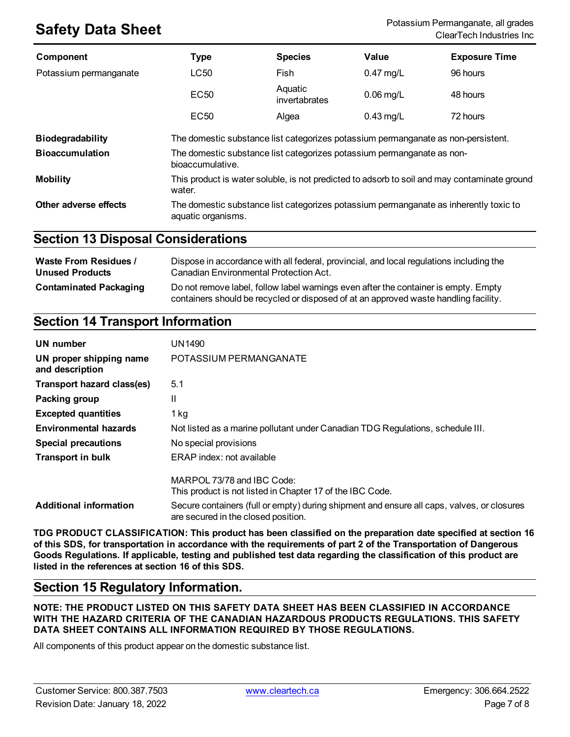| Component | Type | Species | Value | Exposure Time |
|---|---|---|---|---|
| Potassium permanganate | LC50 | Fish | 0.47 mg/L | 96 hours |
| | EC50 | Aquatic invertabrates | 0.06 mg/L | 48 hours |
| | EC50 | Algea | 0.43 mg/L | 72 hours |

| | |
|---|---|
| **Biodegradability** | The domestic substance list categorizes potassium permanganate as non-persistent. |
| **Bioaccumulation** | The domestic substance list categorizes potassium permanganate as non-bioaccumulative. |
| **Mobility** | This product is water soluble, is not predicted to adsorb to soil and may contaminate ground water. |
| **Other adverse effects** | The domestic substance list categorizes potassium permanganate as inherently toxic to aquatic organisms. |

## Section 13 Disposal Considerations

| | |
|---|---|
| **Waste From Residues / Unused Products** | Dispose in accordance with all federal, provincial, and local regulations including the Canadian Environmental Protection Act. |
| **Contaminated Packaging** | Do not remove label, follow label warnings even after the container is empty. Empty containers should be recycled or disposed of at an approved waste handling facility. |

## Section 14 Transport Information

| | |
|---|---|
| **UN number** | UN1490 |
| **UN proper shipping name and description** | POTASSIUM PERMANGANATE |
| **Transport hazard class(es)** | 5.1 |
| **Packing group** | II |
| **Excepted quantities** | 1 kg |
| **Environmental hazards** | Not listed as a marine pollutant under Canadian TDG Regulations, schedule III. |
| **Special precautions** | No special provisions |
| **Transport in bulk** | ERAP index: not available<br><br>MARPOL 73/78 and IBC Code:<br>This product is not listed in Chapter 17 of the IBC Code. |
| **Additional information** | Secure containers (full or empty) during shipment and ensure all caps, valves, or closures are secured in the closed position. |

**TDG PRODUCT CLASSIFICATION: This product has been classified on the preparation date specified at section 16 of this SDS, for transportation in accordance with the requirements of part 2 of the Transportation of Dangerous Goods Regulations. If applicable, testing and published test data regarding the classification of this product are listed in the references at section 16 of this SDS.**

## Section 15 Regulatory Information.

**NOTE: THE PRODUCT LISTED ON THIS SAFETY DATA SHEET HAS BEEN CLASSIFIED IN ACCORDANCE WITH THE HAZARD CRITERIA OF THE CANADIAN HAZARDOUS PRODUCTS REGULATIONS. THIS SAFETY DATA SHEET CONTAINS ALL INFORMATION REQUIRED BY THOSE REGULATIONS.**

All components of this product appear on the domestic substance list.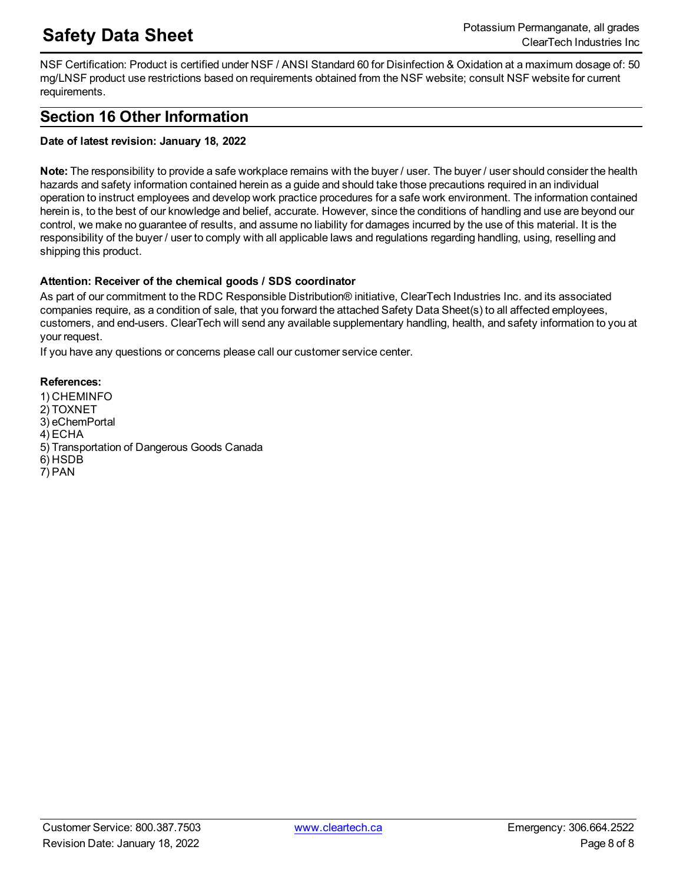NSF Certification: Product is certified under NSF / ANSI Standard 60 for Disinfection & Oxidation at a maximum dosage of: 50 mg/LNSF product use restrictions based on requirements obtained from the NSF website; consult NSF website for current requirements.

## Section 16 Other Information

**Date of latest revision: January 18, 2022**

**Note:** The responsibility to provide a safe workplace remains with the buyer / user. The buyer / user should consider the health hazards and safety information contained herein as a guide and should take those precautions required in an individual operation to instruct employees and develop work practice procedures for a safe work environment. The information contained herein is, to the best of our knowledge and belief, accurate. However, since the conditions of handling and use are beyond our control, we make no guarantee of results, and assume no liability for damages incurred by the use of this material. It is the responsibility of the buyer / user to comply with all applicable laws and regulations regarding handling, using, reselling and shipping this product.

**Attention: Receiver of the chemical goods / SDS coordinator**

As part of our commitment to the RDC Responsible Distribution® initiative, ClearTech Industries Inc. and its associated companies require, as a condition of sale, that you forward the attached Safety Data Sheet(s) to all affected employees, customers, and end-users. ClearTech will send any available supplementary handling, health, and safety information to you at your request.

If you have any questions or concerns please call our customer service center.

**References:**

1) CHEMINFO
2) TOXNET
3) eChemPortal
4) ECHA
5) Transportation of Dangerous Goods Canada
6) HSDB
7) PAN